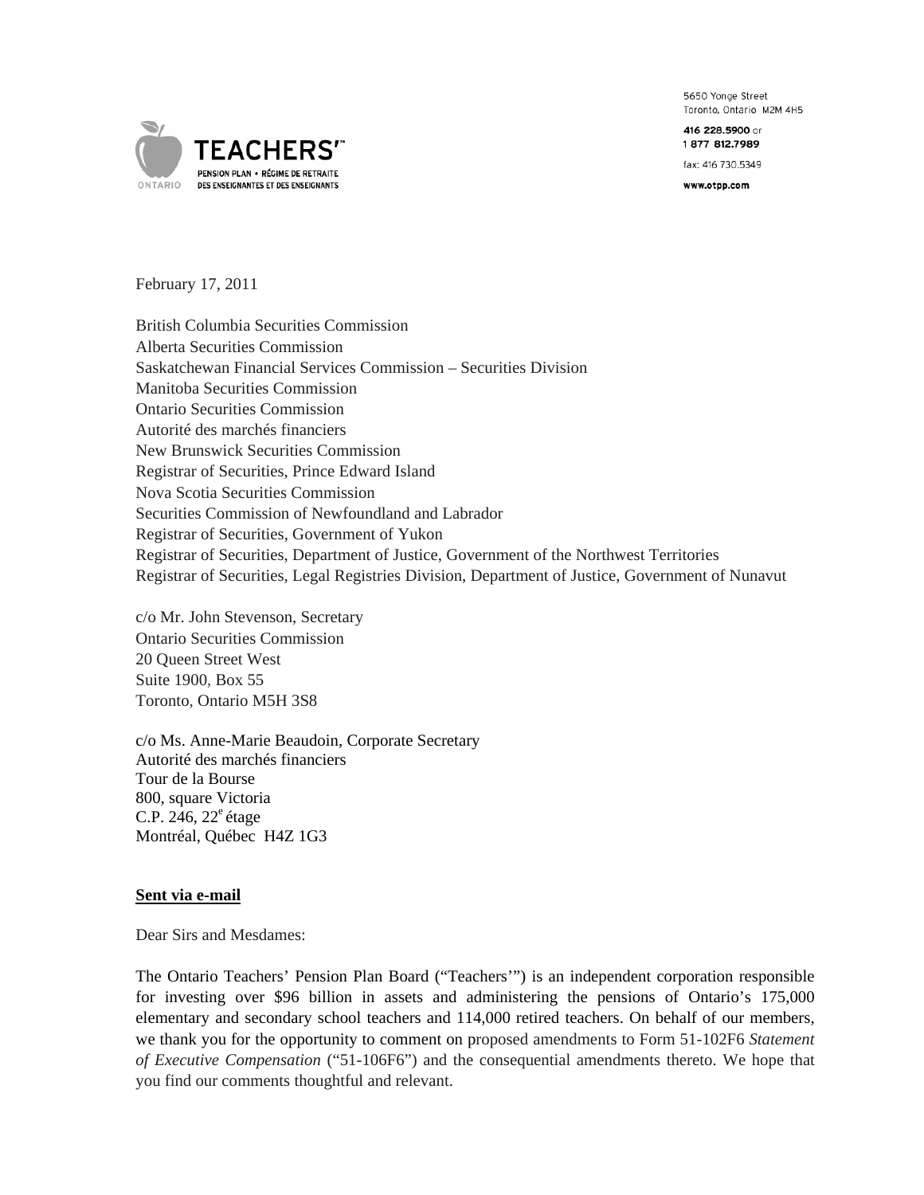TEACHERS'™
PENSION PLAN • RÉGIME DE RETRAITE
ONTARIO DES ENSEIGNANTES ET DES ENSEIGNANTS

5650 Yonge Street
Toronto, Ontario M2M 4H5

416 228.5900 or
1 877 812.7989

fax: 416 730.5349

www.otpp.com

February 17, 2011

British Columbia Securities Commission
Alberta Securities Commission
Saskatchewan Financial Services Commission – Securities Division
Manitoba Securities Commission
Ontario Securities Commission
Autorité des marchés financiers
New Brunswick Securities Commission
Registrar of Securities, Prince Edward Island
Nova Scotia Securities Commission
Securities Commission of Newfoundland and Labrador
Registrar of Securities, Government of Yukon
Registrar of Securities, Department of Justice, Government of the Northwest Territories
Registrar of Securities, Legal Registries Division, Department of Justice, Government of Nunavut

c/o Mr. John Stevenson, Secretary
Ontario Securities Commission
20 Queen Street West
Suite 1900, Box 55
Toronto, Ontario M5H 3S8

c/o Ms. Anne-Marie Beaudoin, Corporate Secretary
Autorité des marchés financiers
Tour de la Bourse
800, square Victoria
C.P. 246, 22e étage
Montréal, Québec H4Z 1G3

**Sent via e-mail**

Dear Sirs and Mesdames:

The Ontario Teachers' Pension Plan Board ("Teachers'") is an independent corporation responsible for investing over $96 billion in assets and administering the pensions of Ontario's 175,000 elementary and secondary school teachers and 114,000 retired teachers. On behalf of our members, we thank you for the opportunity to comment on proposed amendments to Form 51-102F6 *Statement of Executive Compensation* ("51-106F6") and the consequential amendments thereto. We hope that you find our comments thoughtful and relevant.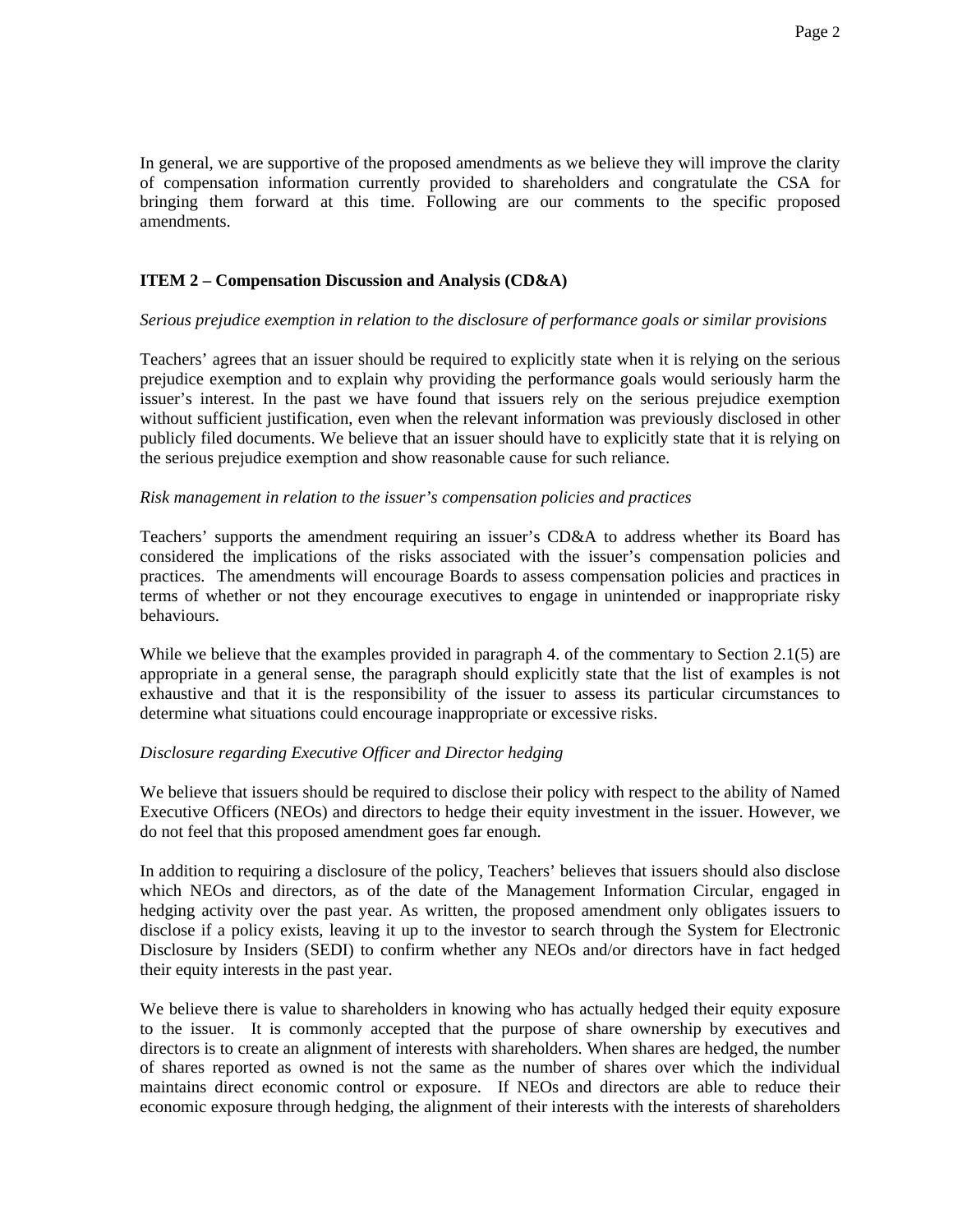In general, we are supportive of the proposed amendments as we believe they will improve the clarity of compensation information currently provided to shareholders and congratulate the CSA for bringing them forward at this time. Following are our comments to the specific proposed amendments.

**ITEM 2 – Compensation Discussion and Analysis (CD&A)**

*Serious prejudice exemption in relation to the disclosure of performance goals or similar provisions*

Teachers' agrees that an issuer should be required to explicitly state when it is relying on the serious prejudice exemption and to explain why providing the performance goals would seriously harm the issuer's interest. In the past we have found that issuers rely on the serious prejudice exemption without sufficient justification, even when the relevant information was previously disclosed in other publicly filed documents. We believe that an issuer should have to explicitly state that it is relying on the serious prejudice exemption and show reasonable cause for such reliance.

*Risk management in relation to the issuer's compensation policies and practices*

Teachers' supports the amendment requiring an issuer's CD&A to address whether its Board has considered the implications of the risks associated with the issuer's compensation policies and practices. The amendments will encourage Boards to assess compensation policies and practices in terms of whether or not they encourage executives to engage in unintended or inappropriate risky behaviours.

While we believe that the examples provided in paragraph 4. of the commentary to Section 2.1(5) are appropriate in a general sense, the paragraph should explicitly state that the list of examples is not exhaustive and that it is the responsibility of the issuer to assess its particular circumstances to determine what situations could encourage inappropriate or excessive risks.

*Disclosure regarding Executive Officer and Director hedging*

We believe that issuers should be required to disclose their policy with respect to the ability of Named Executive Officers (NEOs) and directors to hedge their equity investment in the issuer. However, we do not feel that this proposed amendment goes far enough.

In addition to requiring a disclosure of the policy, Teachers' believes that issuers should also disclose which NEOs and directors, as of the date of the Management Information Circular, engaged in hedging activity over the past year. As written, the proposed amendment only obligates issuers to disclose if a policy exists, leaving it up to the investor to search through the System for Electronic Disclosure by Insiders (SEDI) to confirm whether any NEOs and/or directors have in fact hedged their equity interests in the past year.

We believe there is value to shareholders in knowing who has actually hedged their equity exposure to the issuer. It is commonly accepted that the purpose of share ownership by executives and directors is to create an alignment of interests with shareholders. When shares are hedged, the number of shares reported as owned is not the same as the number of shares over which the individual maintains direct economic control or exposure. If NEOs and directors are able to reduce their economic exposure through hedging, the alignment of their interests with the interests of shareholders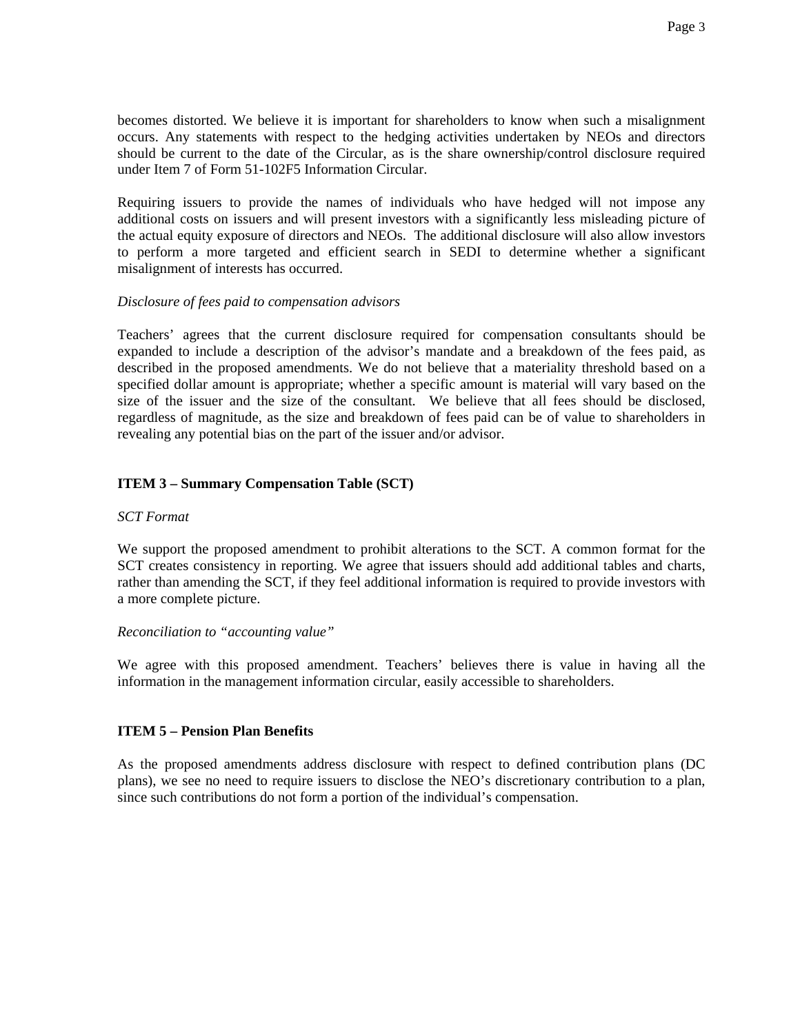becomes distorted. We believe it is important for shareholders to know when such a misalignment occurs. Any statements with respect to the hedging activities undertaken by NEOs and directors should be current to the date of the Circular, as is the share ownership/control disclosure required under Item 7 of Form 51-102F5 Information Circular.

Requiring issuers to provide the names of individuals who have hedged will not impose any additional costs on issuers and will present investors with a significantly less misleading picture of the actual equity exposure of directors and NEOs. The additional disclosure will also allow investors to perform a more targeted and efficient search in SEDI to determine whether a significant misalignment of interests has occurred.

*Disclosure of fees paid to compensation advisors*

Teachers' agrees that the current disclosure required for compensation consultants should be expanded to include a description of the advisor's mandate and a breakdown of the fees paid, as described in the proposed amendments. We do not believe that a materiality threshold based on a specified dollar amount is appropriate; whether a specific amount is material will vary based on the size of the issuer and the size of the consultant. We believe that all fees should be disclosed, regardless of magnitude, as the size and breakdown of fees paid can be of value to shareholders in revealing any potential bias on the part of the issuer and/or advisor.

**ITEM 3 – Summary Compensation Table (SCT)**

*SCT Format*

We support the proposed amendment to prohibit alterations to the SCT. A common format for the SCT creates consistency in reporting. We agree that issuers should add additional tables and charts, rather than amending the SCT, if they feel additional information is required to provide investors with a more complete picture.

*Reconciliation to "accounting value"*

We agree with this proposed amendment. Teachers' believes there is value in having all the information in the management information circular, easily accessible to shareholders.

**ITEM 5 – Pension Plan Benefits**

As the proposed amendments address disclosure with respect to defined contribution plans (DC plans), we see no need to require issuers to disclose the NEO's discretionary contribution to a plan, since such contributions do not form a portion of the individual's compensation.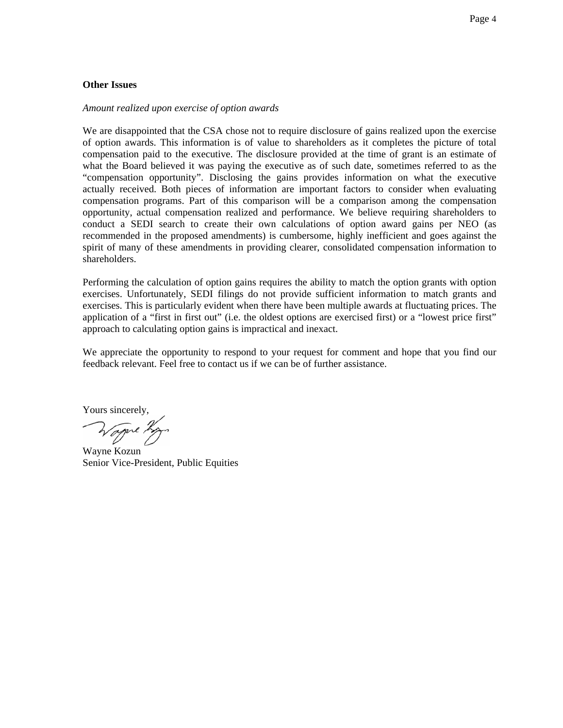**Other Issues**

*Amount realized upon exercise of option awards*

We are disappointed that the CSA chose not to require disclosure of gains realized upon the exercise of option awards. This information is of value to shareholders as it completes the picture of total compensation paid to the executive. The disclosure provided at the time of grant is an estimate of what the Board believed it was paying the executive as of such date, sometimes referred to as the "compensation opportunity". Disclosing the gains provides information on what the executive actually received. Both pieces of information are important factors to consider when evaluating compensation programs. Part of this comparison will be a comparison among the compensation opportunity, actual compensation realized and performance. We believe requiring shareholders to conduct a SEDI search to create their own calculations of option award gains per NEO (as recommended in the proposed amendments) is cumbersome, highly inefficient and goes against the spirit of many of these amendments in providing clearer, consolidated compensation information to shareholders.

Performing the calculation of option gains requires the ability to match the option grants with option exercises. Unfortunately, SEDI filings do not provide sufficient information to match grants and exercises. This is particularly evident when there have been multiple awards at fluctuating prices. The application of a "first in first out" (i.e. the oldest options are exercised first) or a "lowest price first" approach to calculating option gains is impractical and inexact.

We appreciate the opportunity to respond to your request for comment and hope that you find our feedback relevant. Feel free to contact us if we can be of further assistance.

Yours sincerely,

Wayne Kozun
Senior Vice-President, Public Equities